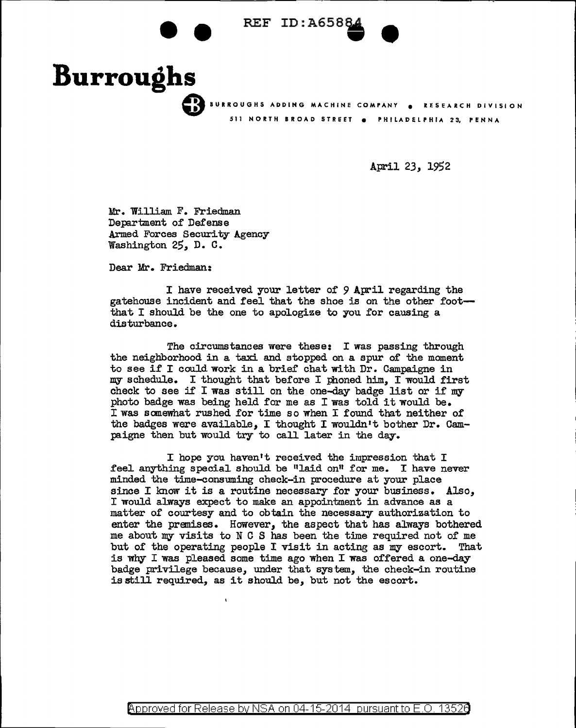**Burroughs**

BURROUGHS ADDING MACHINE COMPANY • RESEARCH DIVISION
511 NORTH BROAD STREET • PHILADELPHIA 23, PENNA

April 23, 1952

Mr. William F. Friedman
Department of Defense
Armed Forces Security Agency
Washington 25, D. C.

Dear Mr. Friedman:

I have received your letter of 9 April regarding the gatehouse incident and feel that the shoe is on the other foot—that I should be the one to apologize to you for causing a disturbance.

The circumstances were these: I was passing through the neighborhood in a taxi and stopped on a spur of the moment to see if I could work in a brief chat with Dr. Campaigne in my schedule. I thought that before I phoned him, I would first check to see if I was still on the one-day badge list or if my photo badge was being held for me as I was told it would be. I was somewhat rushed for time so when I found that neither of the badges were available, I thought I wouldn't bother Dr. Campaigne then but would try to call later in the day.

I hope you haven't received the impression that I feel anything special should be "laid on" for me. I have never minded the time-consuming check-in procedure at your place since I know it is a routine necessary for your business. Also, I would always expect to make an appointment in advance as a matter of courtesy and to obtain the necessary authorization to enter the premises. However, the aspect that has always bothered me about my visits to N C S has been the time required not of me but of the operating people I visit in acting as my escort. That is why I was pleased some time ago when I was offered a one-day badge privilege because, under that system, the check-in routine is still required, as it should be, but not the escort.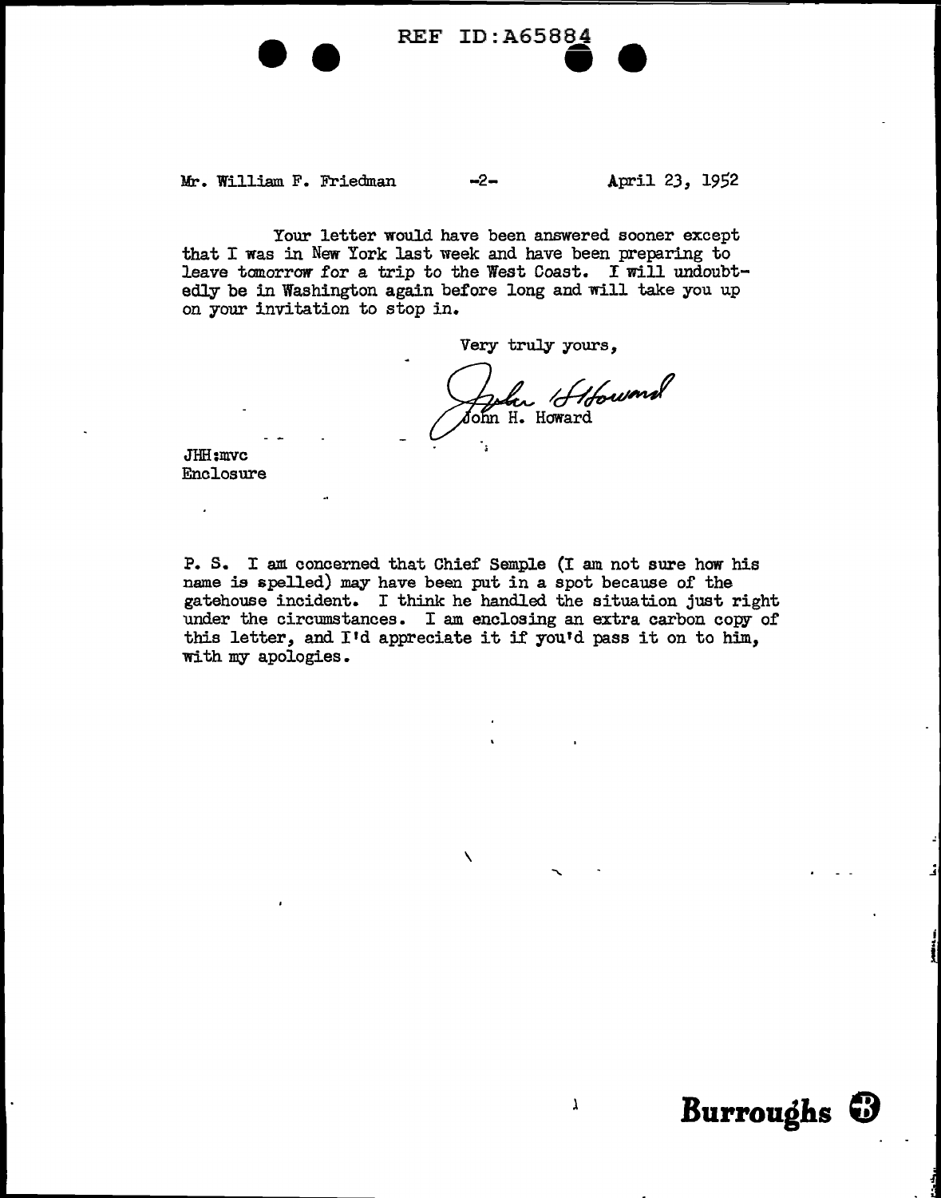Mr. William F. Friedman -2- April 23, 1952

Your letter would have been answered sooner except that I was in New York last week and have been preparing to leave tomorrow for a trip to the West Coast. I will undoubtedly be in Washington again before long and will take you up on your invitation to stop in.

Very truly yours,

John H. Howard

JHH:mvc
Enclosure

P. S. I am concerned that Chief Semple (I am not sure how his name is spelled) may have been put in a spot because of the gatehouse incident. I think he handled the situation just right under the circumstances. I am enclosing an extra carbon copy of this letter, and I'd appreciate it if you'd pass it on to him, with my apologies.

**Burroughs**